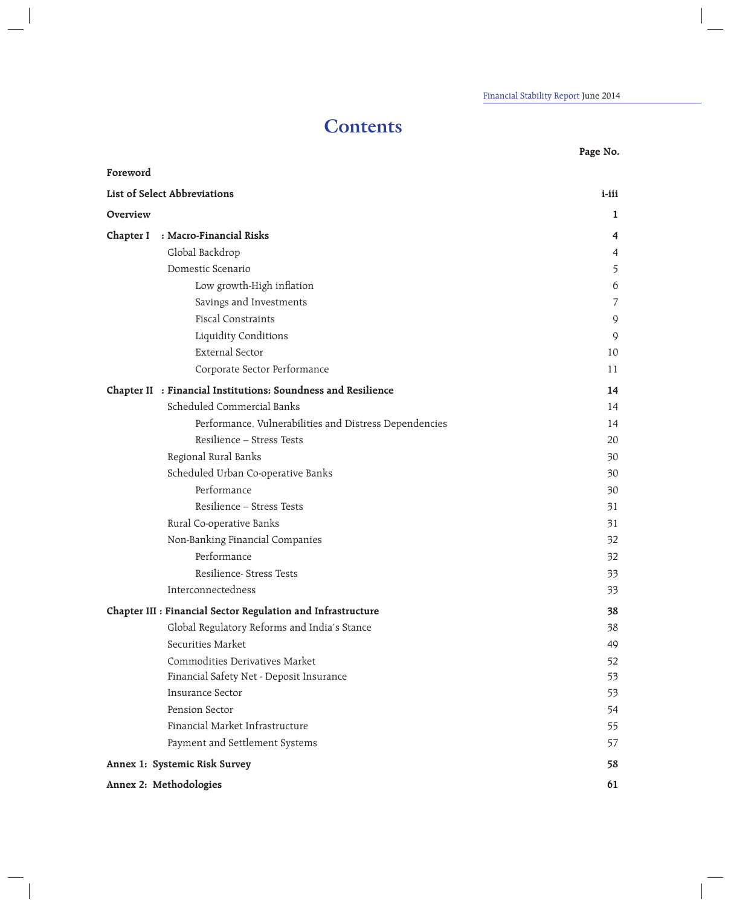# Contents

| | Page No. |
|---|---|
| **Foreword** | |
| **List of Select Abbreviations** | **i-iii** |
| **Overview** | **1** |
| **Chapter I : Macro-Financial Risks** | **4** |
| Global Backdrop | 4 |
| Domestic Scenario | 5 |
| Low growth-High inflation | 6 |
| Savings and Investments | 7 |
| Fiscal Constraints | 9 |
| Liquidity Conditions | 9 |
| External Sector | 10 |
| Corporate Sector Performance | 11 |
| **Chapter II : Financial Institutions: Soundness and Resilience** | **14** |
| Scheduled Commercial Banks | 14 |
| Performance, Vulnerabilities and Distress Dependencies | 14 |
| Resilience – Stress Tests | 20 |
| Regional Rural Banks | 30 |
| Scheduled Urban Co-operative Banks | 30 |
| Performance | 30 |
| Resilience – Stress Tests | 31 |
| Rural Co-operative Banks | 31 |
| Non-Banking Financial Companies | 32 |
| Performance | 32 |
| Resilience- Stress Tests | 33 |
| Interconnectedness | 33 |
| **Chapter III : Financial Sector Regulation and Infrastructure** | **38** |
| Global Regulatory Reforms and India's Stance | 38 |
| Securities Market | 49 |
| Commodities Derivatives Market | 52 |
| Financial Safety Net - Deposit Insurance | 53 |
| Insurance Sector | 53 |
| Pension Sector | 54 |
| Financial Market Infrastructure | 55 |
| Payment and Settlement Systems | 57 |
| **Annex 1: Systemic Risk Survey** | **58** |
| **Annex 2: Methodologies** | **61** |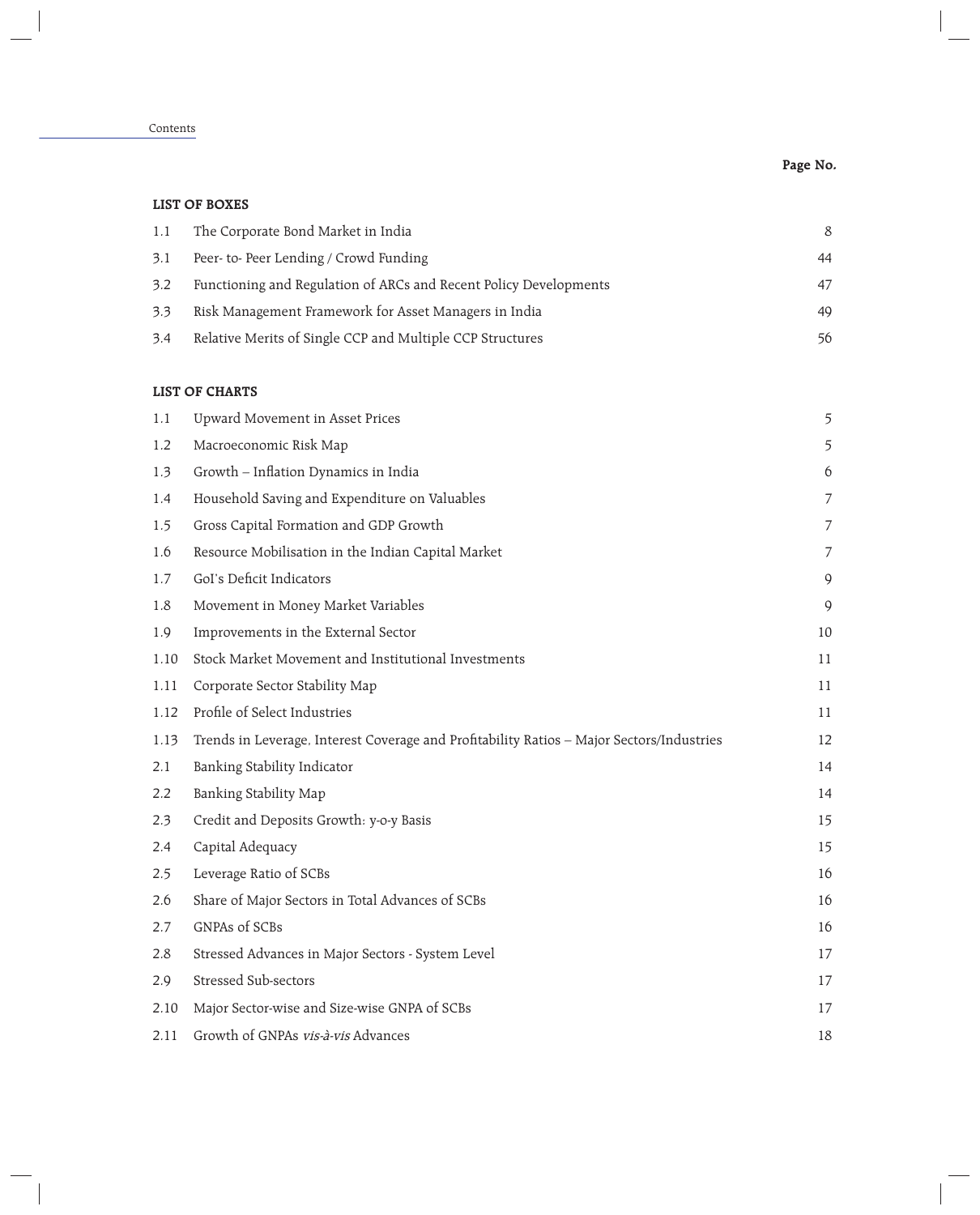Contents

| | | Page No. |
|---|---|---|
| **LIST OF BOXES** | | |
| 1.1 | The Corporate Bond Market in India | 8 |
| 3.1 | Peer- to- Peer Lending / Crowd Funding | 44 |
| 3.2 | Functioning and Regulation of ARCs and Recent Policy Developments | 47 |
| 3.3 | Risk Management Framework for Asset Managers in India | 49 |
| 3.4 | Relative Merits of Single CCP and Multiple CCP Structures | 56 |
| **LIST OF CHARTS** | | |
| 1.1 | Upward Movement in Asset Prices | 5 |
| 1.2 | Macroeconomic Risk Map | 5 |
| 1.3 | Growth – Inflation Dynamics in India | 6 |
| 1.4 | Household Saving and Expenditure on Valuables | 7 |
| 1.5 | Gross Capital Formation and GDP Growth | 7 |
| 1.6 | Resource Mobilisation in the Indian Capital Market | 7 |
| 1.7 | GoI's Deficit Indicators | 9 |
| 1.8 | Movement in Money Market Variables | 9 |
| 1.9 | Improvements in the External Sector | 10 |
| 1.10 | Stock Market Movement and Institutional Investments | 11 |
| 1.11 | Corporate Sector Stability Map | 11 |
| 1.12 | Profile of Select Industries | 11 |
| 1.13 | Trends in Leverage, Interest Coverage and Profitability Ratios – Major Sectors/Industries | 12 |
| 2.1 | Banking Stability Indicator | 14 |
| 2.2 | Banking Stability Map | 14 |
| 2.3 | Credit and Deposits Growth: y-o-y Basis | 15 |
| 2.4 | Capital Adequacy | 15 |
| 2.5 | Leverage Ratio of SCBs | 16 |
| 2.6 | Share of Major Sectors in Total Advances of SCBs | 16 |
| 2.7 | GNPAs of SCBs | 16 |
| 2.8 | Stressed Advances in Major Sectors - System Level | 17 |
| 2.9 | Stressed Sub-sectors | 17 |
| 2.10 | Major Sector-wise and Size-wise GNPA of SCBs | 17 |
| 2.11 | Growth of GNPAs *vis-à-vis* Advances | 18 |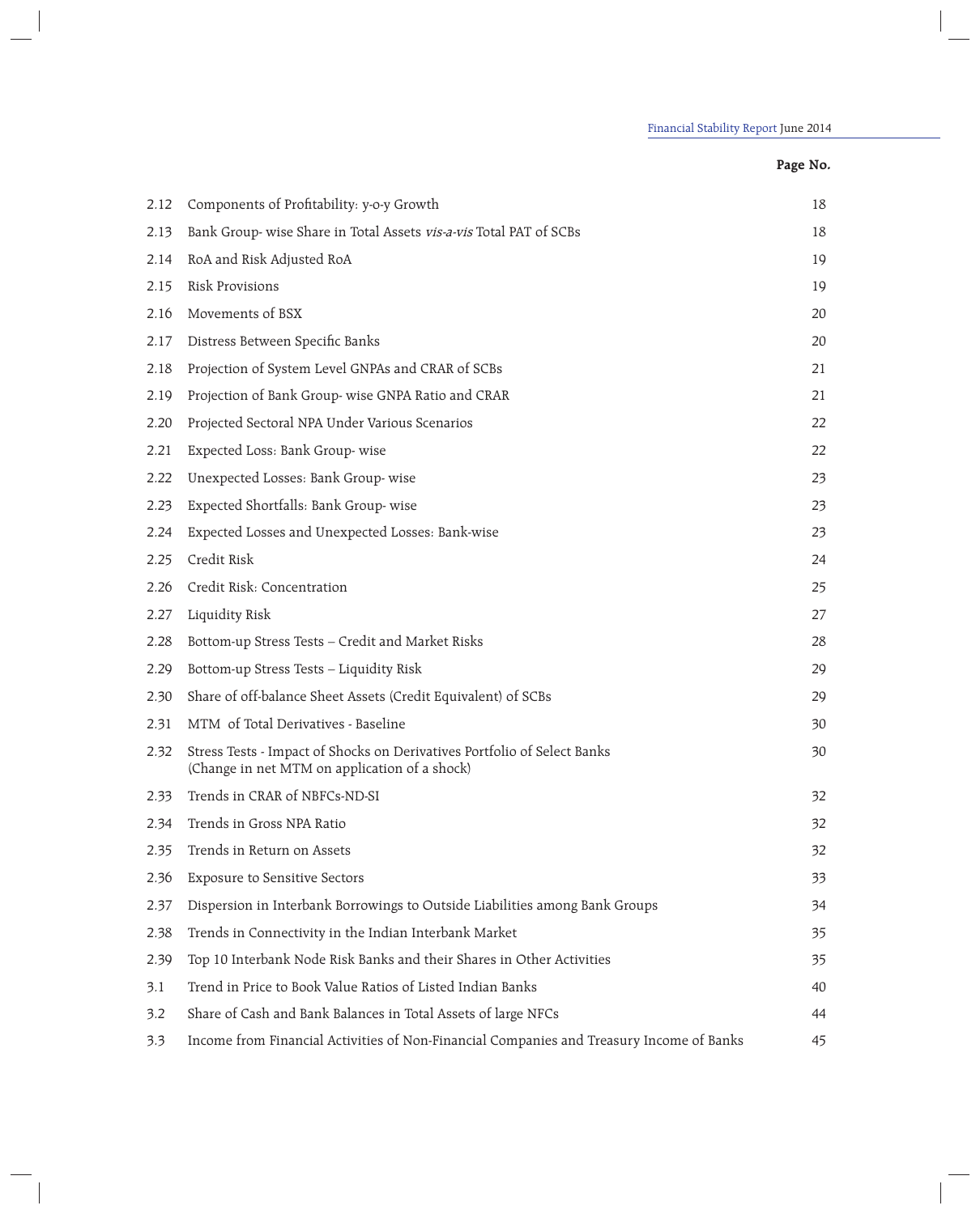| | | Page No. |
|---|---|---|
| 2.12 | Components of Profitability: y-o-y Growth | 18 |
| 2.13 | Bank Group- wise Share in Total Assets *vis-a-vis* Total PAT of SCBs | 18 |
| 2.14 | RoA and Risk Adjusted RoA | 19 |
| 2.15 | Risk Provisions | 19 |
| 2.16 | Movements of BSX | 20 |
| 2.17 | Distress Between Specific Banks | 20 |
| 2.18 | Projection of System Level GNPAs and CRAR of SCBs | 21 |
| 2.19 | Projection of Bank Group- wise GNPA Ratio and CRAR | 21 |
| 2.20 | Projected Sectoral NPA Under Various Scenarios | 22 |
| 2.21 | Expected Loss: Bank Group- wise | 22 |
| 2.22 | Unexpected Losses: Bank Group- wise | 23 |
| 2.23 | Expected Shortfalls: Bank Group- wise | 23 |
| 2.24 | Expected Losses and Unexpected Losses: Bank-wise | 23 |
| 2.25 | Credit Risk | 24 |
| 2.26 | Credit Risk: Concentration | 25 |
| 2.27 | Liquidity Risk | 27 |
| 2.28 | Bottom-up Stress Tests – Credit and Market Risks | 28 |
| 2.29 | Bottom-up Stress Tests – Liquidity Risk | 29 |
| 2.30 | Share of off-balance Sheet Assets (Credit Equivalent) of SCBs | 29 |
| 2.31 | MTM of Total Derivatives - Baseline | 30 |
| 2.32 | Stress Tests - Impact of Shocks on Derivatives Portfolio of Select Banks (Change in net MTM on application of a shock) | 30 |
| 2.33 | Trends in CRAR of NBFCs-ND-SI | 32 |
| 2.34 | Trends in Gross NPA Ratio | 32 |
| 2.35 | Trends in Return on Assets | 32 |
| 2.36 | Exposure to Sensitive Sectors | 33 |
| 2.37 | Dispersion in Interbank Borrowings to Outside Liabilities among Bank Groups | 34 |
| 2.38 | Trends in Connectivity in the Indian Interbank Market | 35 |
| 2.39 | Top 10 Interbank Node Risk Banks and their Shares in Other Activities | 35 |
| 3.1 | Trend in Price to Book Value Ratios of Listed Indian Banks | 40 |
| 3.2 | Share of Cash and Bank Balances in Total Assets of large NFCs | 44 |
| 3.3 | Income from Financial Activities of Non-Financial Companies and Treasury Income of Banks | 45 |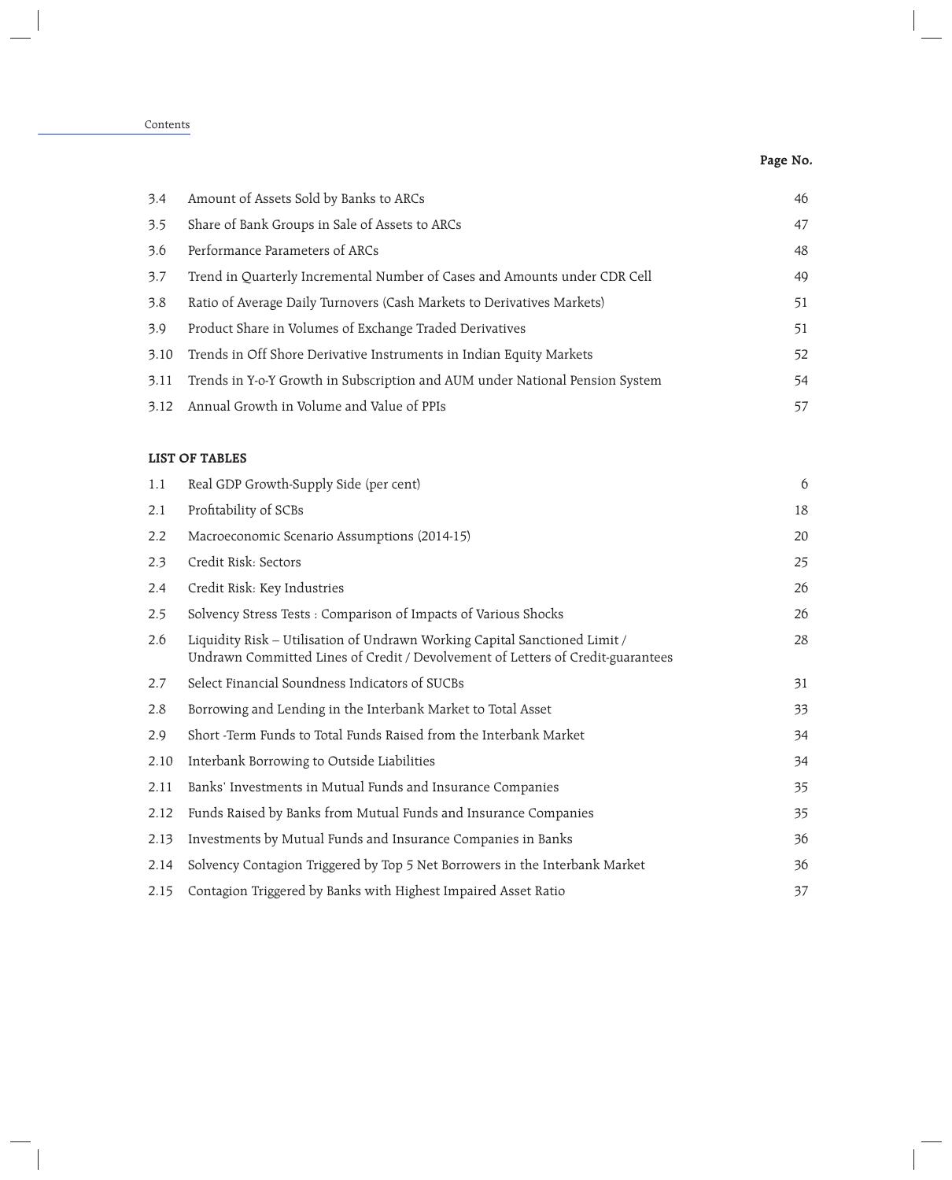| | | Page No. |
|---|---|---|
| 3.4 | Amount of Assets Sold by Banks to ARCs | 46 |
| 3.5 | Share of Bank Groups in Sale of Assets to ARCs | 47 |
| 3.6 | Performance Parameters of ARCs | 48 |
| 3.7 | Trend in Quarterly Incremental Number of Cases and Amounts under CDR Cell | 49 |
| 3.8 | Ratio of Average Daily Turnovers (Cash Markets to Derivatives Markets) | 51 |
| 3.9 | Product Share in Volumes of Exchange Traded Derivatives | 51 |
| 3.10 | Trends in Off Shore Derivative Instruments in Indian Equity Markets | 52 |
| 3.11 | Trends in Y-o-Y Growth in Subscription and AUM under National Pension System | 54 |
| 3.12 | Annual Growth in Volume and Value of PPIs | 57 |

**LIST OF TABLES**

| | | |
|---|---|---|
| 1.1 | Real GDP Growth-Supply Side (per cent) | 6 |
| 2.1 | Profitability of SCBs | 18 |
| 2.2 | Macroeconomic Scenario Assumptions (2014-15) | 20 |
| 2.3 | Credit Risk: Sectors | 25 |
| 2.4 | Credit Risk: Key Industries | 26 |
| 2.5 | Solvency Stress Tests : Comparison of Impacts of Various Shocks | 26 |
| 2.6 | Liquidity Risk – Utilisation of Undrawn Working Capital Sanctioned Limit / Undrawn Committed Lines of Credit / Devolvement of Letters of Credit-guarantees | 28 |
| 2.7 | Select Financial Soundness Indicators of SUCBs | 31 |
| 2.8 | Borrowing and Lending in the Interbank Market to Total Asset | 33 |
| 2.9 | Short -Term Funds to Total Funds Raised from the Interbank Market | 34 |
| 2.10 | Interbank Borrowing to Outside Liabilities | 34 |
| 2.11 | Banks' Investments in Mutual Funds and Insurance Companies | 35 |
| 2.12 | Funds Raised by Banks from Mutual Funds and Insurance Companies | 35 |
| 2.13 | Investments by Mutual Funds and Insurance Companies in Banks | 36 |
| 2.14 | Solvency Contagion Triggered by Top 5 Net Borrowers in the Interbank Market | 36 |
| 2.15 | Contagion Triggered by Banks with Highest Impaired Asset Ratio | 37 |